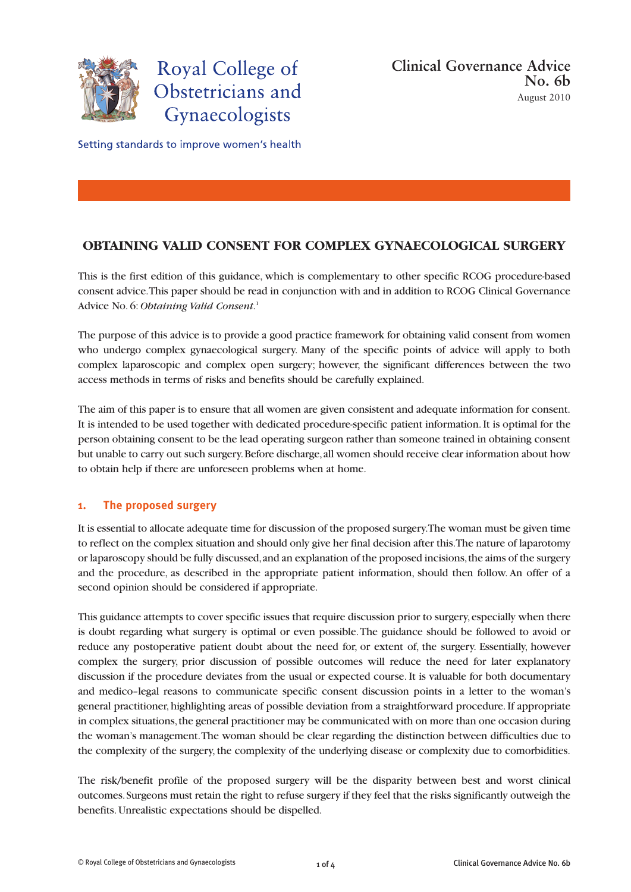Royal College of Obstetricians and Gynaecologists

Setting standards to improve women's health

**Clinical Governance Advice No. 6b**
August 2010

# OBTAINING VALID CONSENT FOR COMPLEX GYNAECOLOGICAL SURGERY

This is the first edition of this guidance, which is complementary to other specific RCOG procedure-based consent advice. This paper should be read in conjunction with and in addition to RCOG Clinical Governance Advice No. 6: *Obtaining Valid Consent*.[1]

The purpose of this advice is to provide a good practice framework for obtaining valid consent from women who undergo complex gynaecological surgery. Many of the specific points of advice will apply to both complex laparoscopic and complex open surgery; however, the significant differences between the two access methods in terms of risks and benefits should be carefully explained.

The aim of this paper is to ensure that all women are given consistent and adequate information for consent. It is intended to be used together with dedicated procedure-specific patient information. It is optimal for the person obtaining consent to be the lead operating surgeon rather than someone trained in obtaining consent but unable to carry out such surgery. Before discharge, all women should receive clear information about how to obtain help if there are unforeseen problems when at home.

## 1. The proposed surgery

It is essential to allocate adequate time for discussion of the proposed surgery. The woman must be given time to reflect on the complex situation and should only give her final decision after this. The nature of laparotomy or laparoscopy should be fully discussed, and an explanation of the proposed incisions, the aims of the surgery and the procedure, as described in the appropriate patient information, should then follow. An offer of a second opinion should be considered if appropriate.

This guidance attempts to cover specific issues that require discussion prior to surgery, especially when there is doubt regarding what surgery is optimal or even possible. The guidance should be followed to avoid or reduce any postoperative patient doubt about the need for, or extent of, the surgery. Essentially, however complex the surgery, prior discussion of possible outcomes will reduce the need for later explanatory discussion if the procedure deviates from the usual or expected course. It is valuable for both documentary and medico-legal reasons to communicate specific consent discussion points in a letter to the woman's general practitioner, highlighting areas of possible deviation from a straightforward procedure. If appropriate in complex situations, the general practitioner may be communicated with on more than one occasion during the woman's management. The woman should be clear regarding the distinction between difficulties due to the complexity of the surgery, the complexity of the underlying disease or complexity due to comorbidities.

The risk/benefit profile of the proposed surgery will be the disparity between best and worst clinical outcomes. Surgeons must retain the right to refuse surgery if they feel that the risks significantly outweigh the benefits. Unrealistic expectations should be dispelled.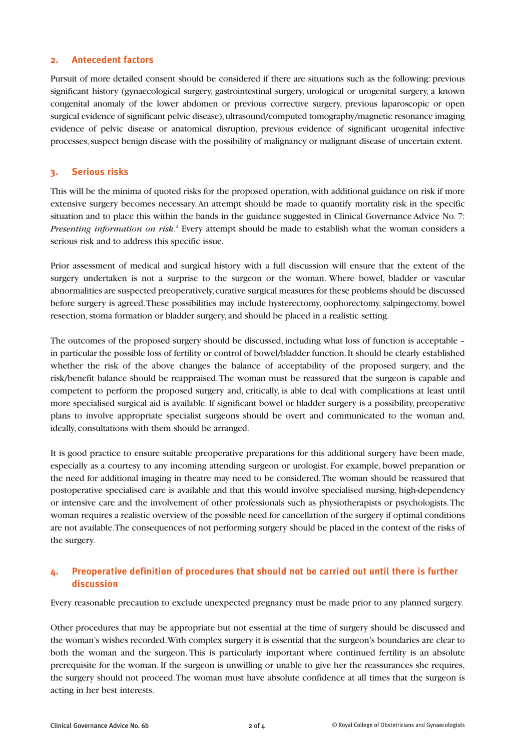## 2. Antecedent factors

Pursuit of more detailed consent should be considered if there are situations such as the following: previous significant history (gynaecological surgery, gastrointestinal surgery, urological or urogenital surgery, a known congenital anomaly of the lower abdomen or previous corrective surgery, previous laparoscopic or open surgical evidence of significant pelvic disease), ultrasound/computed tomography/magnetic resonance imaging evidence of pelvic disease or anatomical disruption, previous evidence of significant urogenital infective processes, suspect benign disease with the possibility of malignancy or malignant disease of uncertain extent.

## 3. Serious risks

This will be the minima of quoted risks for the proposed operation, with additional guidance on risk if more extensive surgery becomes necessary. An attempt should be made to quantify mortality risk in the specific situation and to place this within the bands in the guidance suggested in Clinical Governance Advice No. 7: *Presenting information on risk*.[2] Every attempt should be made to establish what the woman considers a serious risk and to address this specific issue.

Prior assessment of medical and surgical history with a full discussion will ensure that the extent of the surgery undertaken is not a surprise to the surgeon or the woman. Where bowel, bladder or vascular abnormalities are suspected preoperatively, curative surgical measures for these problems should be discussed before surgery is agreed. These possibilities may include hysterectomy, oophorectomy, salpingectomy, bowel resection, stoma formation or bladder surgery, and should be placed in a realistic setting.

The outcomes of the proposed surgery should be discussed, including what loss of function is acceptable – in particular the possible loss of fertility or control of bowel/bladder function. It should be clearly established whether the risk of the above changes the balance of acceptability of the proposed surgery, and the risk/benefit balance should be reappraised. The woman must be reassured that the surgeon is capable and competent to perform the proposed surgery and, critically, is able to deal with complications at least until more specialised surgical aid is available. If significant bowel or bladder surgery is a possibility, preoperative plans to involve appropriate specialist surgeons should be overt and communicated to the woman and, ideally, consultations with them should be arranged.

It is good practice to ensure suitable preoperative preparations for this additional surgery have been made, especially as a courtesy to any incoming attending surgeon or urologist. For example, bowel preparation or the need for additional imaging in theatre may need to be considered. The woman should be reassured that postoperative specialised care is available and that this would involve specialised nursing, high-dependency or intensive care and the involvement of other professionals such as physiotherapists or psychologists. The woman requires a realistic overview of the possible need for cancellation of the surgery if optimal conditions are not available. The consequences of not performing surgery should be placed in the context of the risks of the surgery.

## 4. Preoperative definition of procedures that should not be carried out until there is further discussion

Every reasonable precaution to exclude unexpected pregnancy must be made prior to any planned surgery.

Other procedures that may be appropriate but not essential at the time of surgery should be discussed and the woman's wishes recorded. With complex surgery it is essential that the surgeon's boundaries are clear to both the woman and the surgeon. This is particularly important where continued fertility is an absolute prerequisite for the woman. If the surgeon is unwilling or unable to give her the reassurances she requires, the surgery should not proceed. The woman must have absolute confidence at all times that the surgeon is acting in her best interests.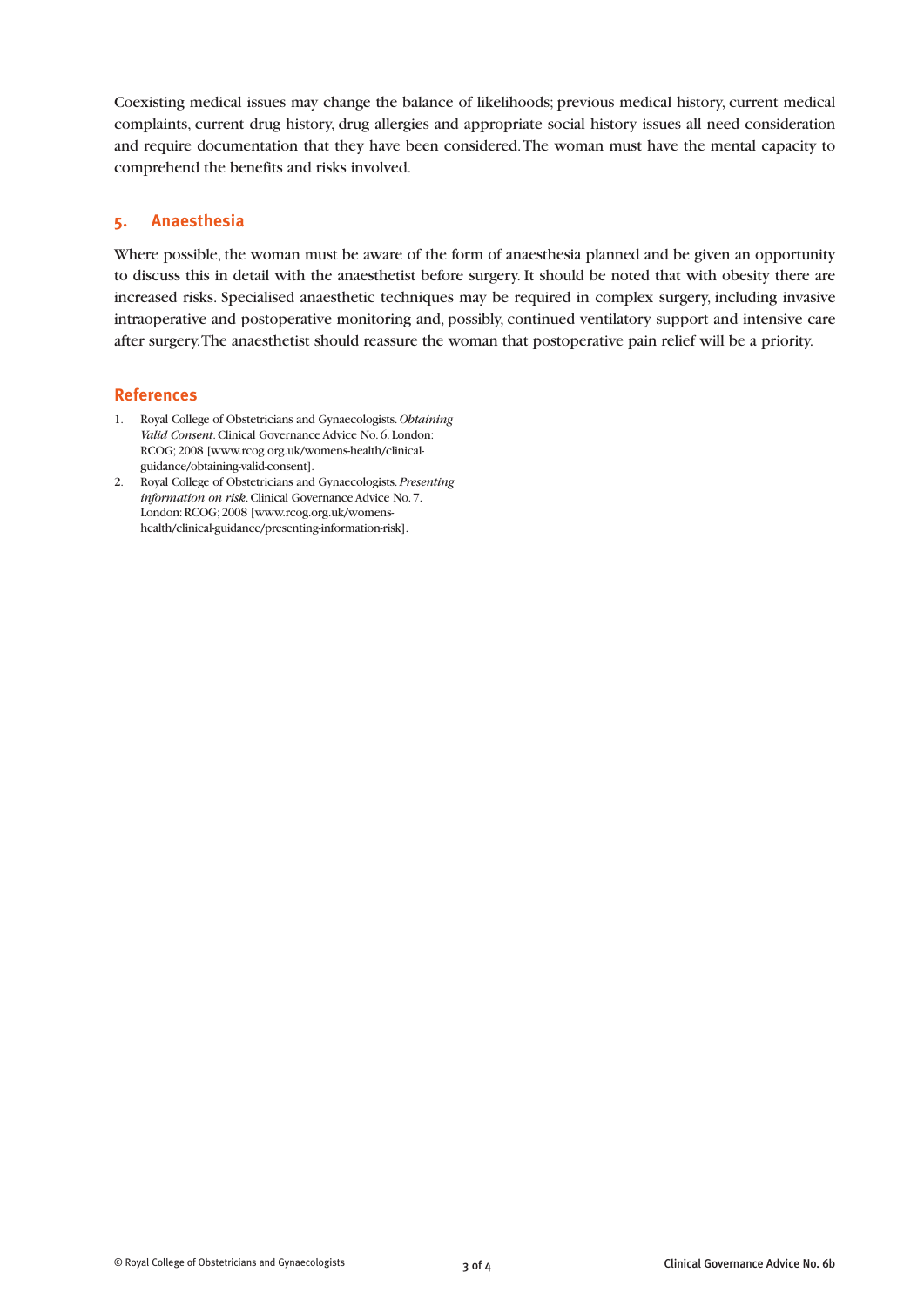Coexisting medical issues may change the balance of likelihoods; previous medical history, current medical complaints, current drug history, drug allergies and appropriate social history issues all need consideration and require documentation that they have been considered. The woman must have the mental capacity to comprehend the benefits and risks involved.

## 5. Anaesthesia

Where possible, the woman must be aware of the form of anaesthesia planned and be given an opportunity to discuss this in detail with the anaesthetist before surgery. It should be noted that with obesity there are increased risks. Specialised anaesthetic techniques may be required in complex surgery, including invasive intraoperative and postoperative monitoring and, possibly, continued ventilatory support and intensive care after surgery. The anaesthetist should reassure the woman that postoperative pain relief will be a priority.

## References

1. Royal College of Obstetricians and Gynaecologists. *Obtaining Valid Consent*. Clinical Governance Advice No. 6. London: RCOG; 2008 [www.rcog.org.uk/womens-health/clinical-guidance/obtaining-valid-consent].
2. Royal College of Obstetricians and Gynaecologists. *Presenting information on risk*. Clinical Governance Advice No. 7. London: RCOG; 2008 [www.rcog.org.uk/womens-health/clinical-guidance/presenting-information-risk].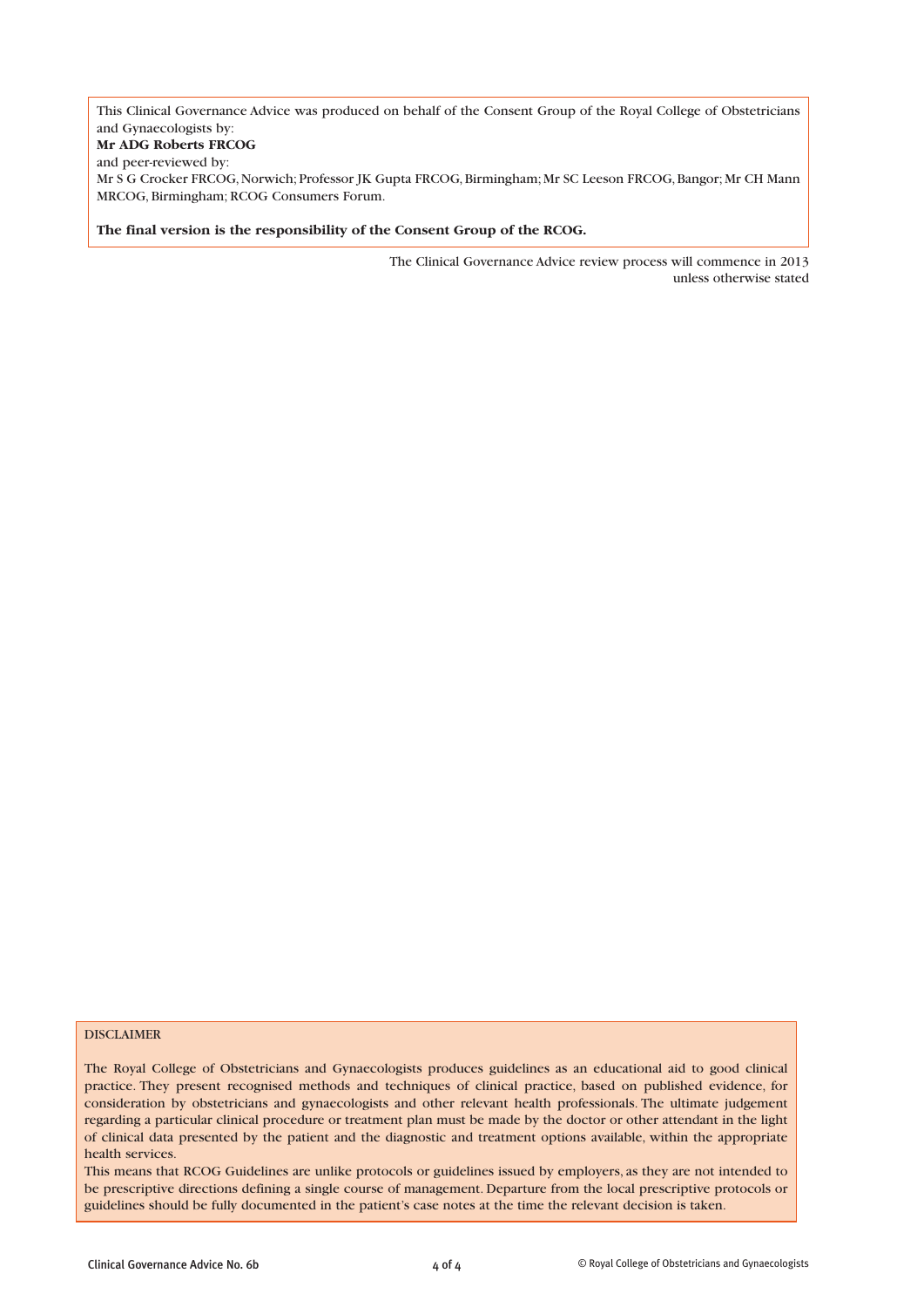This Clinical Governance Advice was produced on behalf of the Consent Group of the Royal College of Obstetricians and Gynaecologists by:
**Mr ADG Roberts FRCOG**
and peer-reviewed by:
Mr S G Crocker FRCOG, Norwich; Professor JK Gupta FRCOG, Birmingham; Mr SC Leeson FRCOG, Bangor; Mr CH Mann MRCOG, Birmingham; RCOG Consumers Forum.

**The final version is the responsibility of the Consent Group of the RCOG.**

The Clinical Governance Advice review process will commence in 2013 unless otherwise stated

DISCLAIMER

The Royal College of Obstetricians and Gynaecologists produces guidelines as an educational aid to good clinical practice. They present recognised methods and techniques of clinical practice, based on published evidence, for consideration by obstetricians and gynaecologists and other relevant health professionals. The ultimate judgement regarding a particular clinical procedure or treatment plan must be made by the doctor or other attendant in the light of clinical data presented by the patient and the diagnostic and treatment options available, within the appropriate health services.
This means that RCOG Guidelines are unlike protocols or guidelines issued by employers, as they are not intended to be prescriptive directions defining a single course of management. Departure from the local prescriptive protocols or guidelines should be fully documented in the patient's case notes at the time the relevant decision is taken.